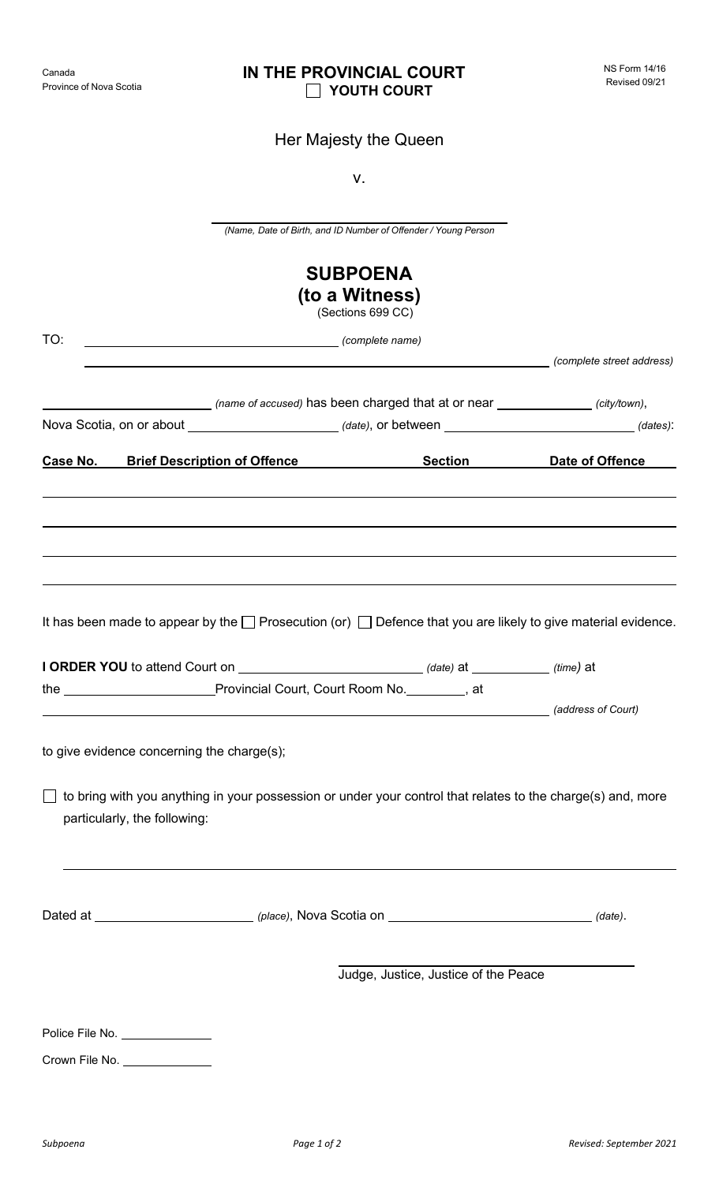Canada
Province of Nova Scotia

**IN THE PROVINCIAL COURT**
☐ **YOUTH COURT**

NS Form 14/16
Revised 09/21

Her Majesty the Queen

v.

______________________________________
*(Name, Date of Birth, and ID Number of Offender / Young Person*

# SUBPOENA
## (to a Witness)
(Sections 699 CC)

TO: ______________________________ *(complete name)*

______________________________________________________ *(complete street address)*

______________________ *(name of accused)* has been charged that at or near ____________ *(city/town)*, Nova Scotia, on or about ____________________ *(date)*, or between ________________________ *(dates)*:

| Case No. | Brief Description of Offence | Section | Date of Offence |
|---|---|---|---|
| | | | |
| | | | |
| | | | |
| | | | |

It has been made to appear by the ☐ Prosecution (or) ☐ Defence that you are likely to give material evidence.

**I ORDER YOU** to attend Court on ________________________ *(date)* at __________ *(time)* at the ____________________Provincial Court, Court Room No.________, at ______________________________________________________ *(address of Court)*

to give evidence concerning the charge(s);

☐ to bring with you anything in your possession or under your control that relates to the charge(s) and, more particularly, the following:

______________________________________________________________________

Dated at ______________________ *(place)*, Nova Scotia on ____________________________ *(date)*.

______________________________________
Judge, Justice, Justice of the Peace

Police File No. ______________

Crown File No. ______________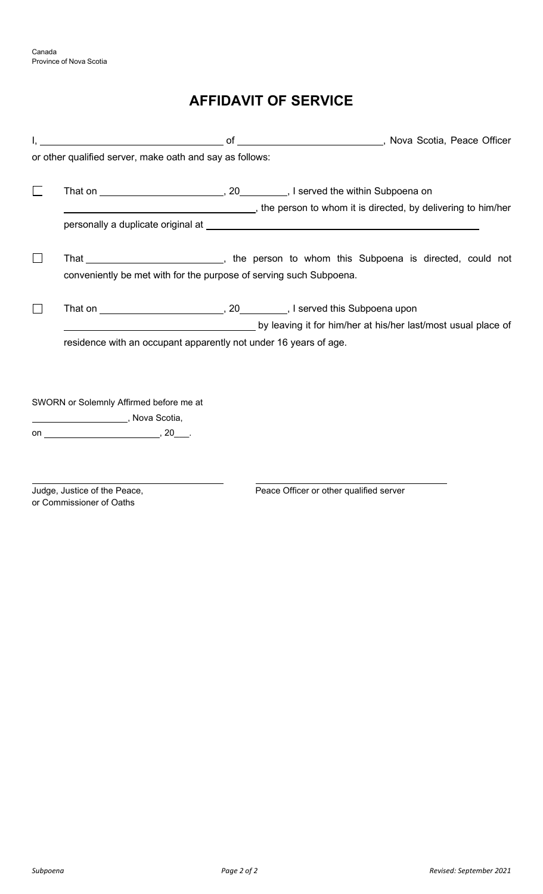Canada
Province of Nova Scotia

# AFFIDAVIT OF SERVICE

I, ______________________________ of ________________________, Nova Scotia, Peace Officer or other qualified server, make oath and say as follows:

☐ That on ____________________, 20________, I served the within Subpoena on ______________________________, the person to whom it is directed, by delivering to him/her personally a duplicate original at ______________________________________________

☐ That ______________________, the person to whom this Subpoena is directed, could not conveniently be met with for the purpose of serving such Subpoena.

☐ That on ____________________, 20________, I served this Subpoena upon ______________________________ by leaving it for him/her at his/her last/most usual place of residence with an occupant apparently not under 16 years of age.

SWORN or Solemnly Affirmed before me at
________________, Nova Scotia,
on ____________________, 20___.

______________________________
Judge, Justice of the Peace,
or Commissioner of Oaths

______________________________
Peace Officer or other qualified server

Subpoena

Revised: September 2021